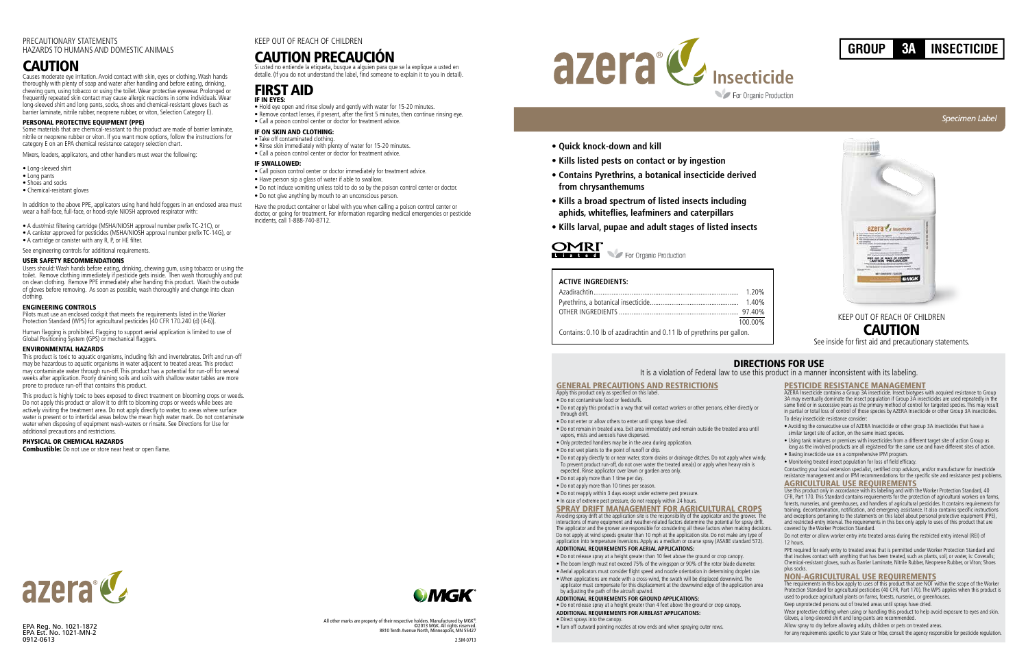PRECAUTIONARY STATEMENTS
HAZARDS TO HUMANS AND DOMESTIC ANIMALS

# CAUTION

Causes moderate eye irritation. Avoid contact with skin, eyes or clothing. Wash hands thoroughly with plenty of soap and water after handling and before eating, drinking, chewing gum, using tobacco or using the toilet. Wear protective eyewear. Prolonged or frequently repeated skin contact may cause allergic reactions in some individuals. Wear long-sleeved shirt and long pants, socks, shoes and chemical-resistant gloves (such as barrier laminate, nitrile rubber, neoprene rubber, or viton, Selection Category E).

### PERSONAL PROTECTIVE EQUIPMENT (PPE)

Some materials that are chemical-resistant to this product are made of barrier laminate, nitrile or neoprene rubber or viton. If you want more options, follow the instructions for category E on an EPA chemical resistance category selection chart.

Mixers, loaders, applicators, and other handlers must wear the following:

- Long-sleeved shirt
- Long pants
- Shoes and socks
- Chemical-resistant gloves

In addition to the above PPE, applicators using hand held foggers in an enclosed area must wear a half-face, full-face, or hood-style NIOSH approved respirator with:

- A dust/mist filtering cartridge (MSHA/NIOSH approval number prefix TC-21C), or
- A canister approved for pesticides (MSHA/NIOSH approval number prefix TC-14G), or
- A cartridge or canister with any R, P, or HE filter.

See engineering controls for additional requirements.

### USER SAFETY RECOMMENDATIONS

Users should: Wash hands before eating, drinking, chewing gum, using tobacco or using the toilet. Remove clothing immediately if pesticide gets inside. Then wash thoroughly and put on clean clothing. Remove PPE immediately after handing this product. Wash the outside of gloves before removing. As soon as possible, wash thoroughly and change into clean clothing.

### ENGINEERING CONTROLS

Pilots must use an enclosed cockpit that meets the requirements listed in the Worker Protection Standard (WPS) for agricultural pesticides [40 CFR 170.240 (d) (4-6)].

Human flagging is prohibited. Flagging to support aerial application is limited to use of Global Positioning System (GPS) or mechanical flaggers.

### ENVIRONMENTAL HAZARDS

This product is toxic to aquatic organisms, including fish and invertebrates. Drift and run-off may be hazardous to aquatic organisms in water adjacent to treated areas. This product may contaminate water through run-off. This product has a potential for run-off for several weeks after application. Poorly draining soils and soils with shallow water tables are more prone to produce run-off that contains this product.

This product is highly toxic to bees exposed to direct treatment on blooming crops or weeds. Do not apply this product or allow it to drift to blooming crops or weeds while bees are actively visiting the treatment area. Do not apply directly to water, to areas where surface water is present or to intertidal areas below the mean high water mark. Do not contaminate water when disposing of equipment wash-waters or rinsate. See Directions for Use for additional precautions and restrictions.

### PHYSICAL OR CHEMICAL HAZARDS

**Combustible:** Do not use or store near heat or open flame.

azera

EPA Reg. No. 1021-1872
EPA Est. No. 1021-MN-2
0912-0613

KEEP OUT OF REACH OF CHILDREN

# CAUTION PRECAUCIÓN

Si usted no entiende la etiqueta, busque a alguien para que se la explique a usted en detalle. (If you do not understand the label, find someone to explain it to you in detail).

# FIRST AID

### IF IN EYES:

- Hold eye open and rinse slowly and gently with water for 15-20 minutes.
- Remove contact lenses, if present, after the first 5 minutes, then continue rinsing eye.
- Call a poison control center or doctor for treatment advice.

### IF ON SKIN AND CLOTHING:

- Take off contaminated clothing.
- Rinse skin immediately with plenty of water for 15-20 minutes.
- Call a poison control center or doctor for treatment advice.

### IF SWALLOWED:

- Call poison control center or doctor immediately for treatment advice.
- Have person sip a glass of water if able to swallow.
- Do not induce vomiting unless told to do so by the poison control center or doctor.
- Do not give anything by mouth to an unconscious person.

Have the product container or label with you when calling a poison control center or doctor, or going for treatment. For information regarding medical emergencies or pesticide incidents, call 1-888-740-8712.

MGK

All other marks are property of their respective holders. Manufactured by MGK®
©2013 MGK. All rights reserved.
8810 Tenth Avenue North, Minneapolis, MN 55427

2.5M-0713

# azera® Insecticide

For Organic Production

**GROUP 3A INSECTICIDE**

*Specimen Label*

- **Quick knock-down and kill**
- **Kills listed pests on contact or by ingestion**
- **Contains Pyrethrins, a botanical insecticide derived from chrysanthemums**
- **Kills a broad spectrum of listed insects including aphids, whiteflies, leafminers and caterpillars**
- **Kills larval, pupae and adult stages of listed insects**

OMRI Listed — For Organic Production

**ACTIVE INGREDIENTS:**

| | |
|---|---|
| Azadirachtin | 1.20% |
| Pyrethrins, a botanical insecticide | 1.40% |
| OTHER INGREDIENTS | 97.40% |
| | 100.00% |

Contains: 0.10 lb of azadirachtin and 0.11 lb of pyrethrins per gallon.

KEEP OUT OF REACH OF CHILDREN

**CAUTION**

See inside for first aid and precautionary statements.

## DIRECTIONS FOR USE

It is a violation of Federal law to use this product in a manner inconsistent with its labeling.

### GENERAL PRECAUTIONS AND RESTRICTIONS

Apply this product only as specified on this label.

- Do not contaminate food or feedstuffs.
- Do not apply this product in a way that will contact workers or other persons, either directly or through drift.
- Do not enter or allow others to enter until sprays have dried.
- Do not remain in treated area. Exit area immediately and remain outside the treated area until vapors, mists and aerosols have dispersed.
- Only protected handlers may be in the area during application.
- Do not wet plants to the point of runoff or drip.
- Do not apply directly to or near water, storm drains or drainage ditches. Do not apply when windy. To prevent product run-off, do not over water the treated area(s) or apply when heavy rain is expected. Rinse applicator over lawn or garden area only.
- Do not apply more than 1 time per day.
- Do not apply more than 10 times per season.
- Do not reapply within 3 days except under extreme pest pressure.
- In case of extreme pest pressure, do not reapply within 24 hours.

### SPRAY DRIFT MANAGEMENT FOR AGRICULTURAL CROPS

Avoiding spray drift at the application site is the responsibility of the applicator and the grower. The interactions of many equipment and weather-related factors determine the potential for spray drift. The applicator and the grower are responsible for considering all these factors when making decisions. Do not apply at wind speeds greater than 10 mph at the application site. Do not make any type of application into temperature inversions. Apply as a medium or coarse spray (ASABE standard 572).

**ADDITIONAL REQUIREMENTS FOR AERIAL APPLICATIONS:**

- Do not release spray at a height greater than 10 feet above the ground or crop canopy.
- The boom length must not exceed 75% of the wingspan or 90% of the rotor blade diameter.
- Aerial applicators must consider flight speed and nozzle orientation in determining droplet size.
- When applications are made with a cross-wind, the swath will be displaced downwind. The applicator must compensate for this displacement at the downwind edge of the application area by adjusting the path of the aircraft upwind.

**ADDITIONAL REQUIREMENTS FOR GROUND APPLICATIONS:**

- Do not release spray at a height greater than 4 feet above the ground or crop canopy.

**ADDITIONAL REQUIREMENTS FOR AIRBLAST APPLICATIONS:**

- Direct sprays into the canopy.
- Turn off outward pointing nozzles at row ends and when spraying outer rows.

### PESTICIDE RESISTANCE MANAGEMENT

AZERA Insecticide contains a Group 3A insecticide. Insect biotypes with acquired resistance to Group 3A may eventually dominate the insect population if Group 3A insecticides are used repeatedly in the same field or in successive years as the primary method of control for targeted species. This may result in partial or total loss of control of those species by AZERA Insecticide or other Group 3A insecticides.

To delay insecticide resistance consider:

- Avoiding the consecutive use of AZERA Insecticide or other group 3A insecticides that have a similar target site of action, on the same insect species.
- Using tank mixtures or premixes with insecticides from a different target site of action Group as long as the involved products are all registered for the same use and have different sites of action.
- Basing insecticide use on a comprehensive IPM program.
- Monitoring treated insect population for loss of field efficacy.

Contacting your local extension specialist, certified crop advisors, and/or manufacturer for insecticide resistance management and or IPM recommendations for the specific site and resistance pest problems.

### AGRICULTURAL USE REQUIREMENTS

Use this product only in accordance with its labeling and with the Worker Protection Standard, 40 CFR, Part 170. This Standard contains requirements for the protection of agricultural workers on farms, forests, nurseries, and greenhouses, and handlers of agricultural pesticides. It contains requirements for training, decontamination, notification, and emergency assistance. It also contains specific instructions and exceptions pertaining to the statements on this label about personal protective equipment (PPE), and restricted-entry interval. The requirements in this box only apply to uses of this product that are covered by the Worker Protection Standard.

Do not enter or allow worker entry into treated areas during the restricted entry interval (REI) of 12 hours.

PPE required for early entry to treated areas that is permitted under Worker Protection Standard and that involves contact with anything that has been treated, such as plants, soil, or water, is: Coveralls; Chemical-resistant gloves, such as Barrier Laminate, Nitrile Rubber, Neoprene Rubber, or Viton; Shoes plus socks.

### NON-AGRICULTURAL USE REQUIREMENTS

The requirements in this box apply to uses of this product that are NOT within the scope of the Worker Protection Standard for agricultural pesticides (40 CFR, Part 170). The WPS applies when this product is used to produce agricultural plants on farms, forests, nurseries, or greenhouses.

Keep unprotected persons out of treated areas until sprays have dried.

Wear protective clothing when using or handling this product to help avoid exposure to eyes and skin. Gloves, a long-sleeved shirt and long-pants are recommended.

Allow spray to dry before allowing adults, children or pets on treated areas.

For any requirements specific to your State or Tribe, consult the agency responsible for pesticide regulation.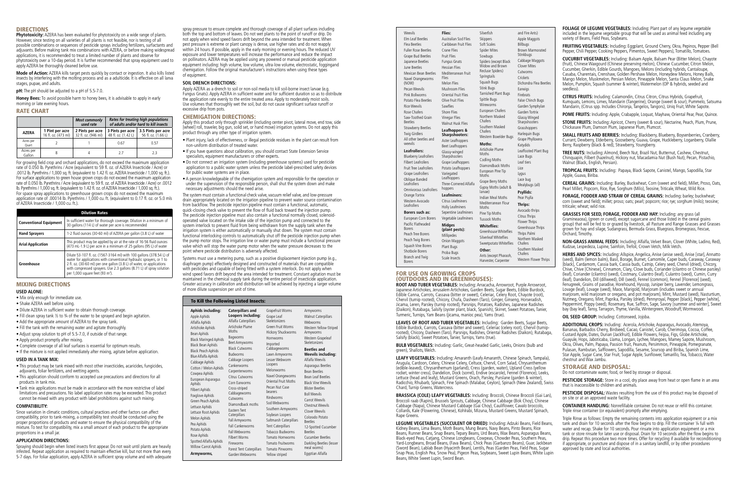## DIRECTIONS

**Phytotoxicity:** AZERA has been evaluated for phytotoxicity on a wide range of plants. However, since testing on all varieties of all plants is not feasible, nor is testing of all possible combinations or sequences of pesticide sprays including fertilizers, surfactants and adjuvants. Before making tank mix combinations with AZERA, or before making widespread applications, it is recommended to treat a limited number of plants and observe for phytotoxicity over a 10-day period. It is further recommended that spray equipment used to apply AZERA be thoroughly cleaned before use.

**Mode of Action:** AZERA kills target pests quickly by contact or ingestion. It also kills listed insects by interfering with the molting process and as a adulticide. It is effective on all larva stages, pupae, and adults.

**pH:** The pH should be adjusted to a pH of 5.5-7.0.

**Honey Bees:** To avoid possible harm to honey bees, it is advisable to apply in early morning or late evening hours.

## RATE CHART

| | | Most commonly used rate | Rates for treating high populations of adults and/or hard to kill insects | |
|---|---|---|---|---|
| **AZERA** | 1 Pint per acre 16 fl. oz. (473 ml) | 2 Pints per acre 32 fl. oz. (946 ml) | 3 Pints per acre 48 fl. oz. (1.42 L) | 3.5 Pints per acre 56 fl. oz. (1.66 L) |
| Acres per Quart | 2 | 1 | 0.67 | 0.57 |
| Acres per Gallon | 8 | 4 | 2.7 | 2.3 |

For growing field crop and orchard applications, do not exceed the maximum application rate of 0.050 lb. Pyrethrins / Acre (equivalent to 59 fl. oz. of AZERA Insecticide / Acre) or .0012 lb. Pyrethrins / 1,000 sq. ft. (equivalent to 1.42 fl. oz. AZERA Insecticide / 1,000 sq. ft.). For surface applications to greenhouse grown crops do not exceed the maximum application rate of 0.050 lb. Pyrethrins / Acre (equivalent to 59 fl. oz. of AZERA Insecticide / Acre) or .0012 lb. Pyrethrins / 1,000 sq. ft. (equivalent to 1.42 fl. oz. of AZERA Insecticide / 1,000 sq. ft.). For space spray applications to greenhouse grown crops do not exceed the maximum application rate of .00014 lb. Pyrethrins / 1,000 cu. ft. (equivalent to 0.17 fl. oz. or 5.0 mls of AZERA Insecticide / 1,000 cu. ft.).

| Dilution Rates | |
|---|---|
| **Conventional Equipment** | In sufficient water for thorough coverage. Dilution in a minimum of 30 gallons (114 L) of water per acre is recommended |
| **Hand Sprayers** | 1-2 fluid ounces (30-60 ml) of AZERA per gallon (3.8 L) of water |
| **Arial Application** | This product may be applied by air at the rate of 16-56 fluid ounces (473 mL-1.9 L) per acre in a minimum of 25 gallons (95 L) of water |
| **Greenhouse** | Dilute 53-107 fl. oz. (1567-3164 ml) with 100 gallons (378.54 L) of water for applications with conventional hydraulic sprayers, or 1 to 2 fl. oz. (30-60 ml) per one gallon (3.8 L) of water, or applications with compressed sprayers. Use 2.3 gallons (8.71 L) of spray solution per 1,000 square feet (93 m²). |

## MIXING DIRECTIONS

### USED ALONE:

- Mix only enough for immediate use.
- Shake AZERA well before using.
- Dilute AZERA in sufficient water to obtain thorough coverage.
- Fill clean spray tank ½ to ¾ of the water to be sprayed and begin agitation.
- Add the appropriate amount of AZERA to the spray tank.
- Fill the tank with the remaining water and agitate thoroughly.
- Adjust spray solution to pH of 5.5-7.0, if outside of that range.
- Apply product promptly after mixing.
- Complete coverage of all leaf surfaces is essential for optimum results.
- If the mixture is not applied immediately after mixing, agitate before application.

### USED IN A TANK MIX:

- This product may be tank mixed with most other insecticides, acaricides, fungicides, adjuvants, foliar fertilizers, and wetting agents.
- This application should conform to accepted use precautions and directions for all products in tank mix.
- Tank mix applications must be made in accordance with the more restrictive of label limitations and precautions. No label application rates may be exceeded. This product cannot be mixed with any product with label prohibitions against such mixing.

### COMPATIBILITY:

Since variation in climatic conditions, cultural practices and other factors can affect compatibility, prior to tank-mixing, a compatibility test should be conducted using the proper proportions of products and water to ensure the physical compatibility of the mixture. To test for compatibility, mix a small amount of each product to the appropriate proportions in a small jar.

### APPLICATION DIRECTIONS:

Spraying should begin when listed insects first appear. Do not wait until plants are heavily infested. Repeat application as required to maintain effective kill, but not more than every 5-7 days. For foliar application, apply AZERA in sufficient spray volume and with adequate spray pressure to ensure complete and thorough coverage of all plant surfaces including both the top and bottom of leaves. Do not wet plants to the point of runoff or drip. Do not apply when wind speed favors drift beyond the area intended for treatment. When pest pressure is extreme or plant canopy is dense, use higher rates and do not reapply within 24 hours. If possible, apply in the early morning or evening hours. The reduced UV exposure and lower temperatures will increase the performance and reduce the impact on pollinators. AZERA may be applied using any powered or manual pesticide application equipment including: high volume, low volume, ultra-low volume, electrostatic, foggingand chemigation. Follow the original manufacturer's instructions when using these types of equipment.

### SOIL DRENCH DIRECTIONS:

Apply AZERA as a drench to soil or non-soil media to kill soil-borne insect larvae (e.g. Fungus Gnats). Apply AZERA in sufficient water and for sufficient duration so as to distribute the application rate evenly to the entire treated area. Apply to moderately moist soils. Use volumes that thoroughly wet the soil, but do not cause significant surface runoff or excessive drip from pots.

## CHEMIGATION DIRECTIONS:

Apply this product only through sprinkler (including center pivot, lateral move, end tow, side (wheel) roll, traveler, big gun, solid set, or hand move) irrigation systems. Do not apply this product through any other type of irrigation system.

- Plant injury, lack of effectiveness, or illegal pesticide residues in the plant can result from non-uniform distribution of treated water.
- If you have questions about calibration, you should contact State Extension Service specialists, equipment manufacturers or other experts.
- Do not connect an irrigation system (including greenhouse systems) used for pesticide application to a public water system unless the pesticide label-prescribed safety devices for public water systems are in place.
- A person knowledgeable of the chemigation system and responsible for the operation or under the supervision of the responsible person, shall shut the system down and make necessary adjustments should the need arise.

The system must contain a functional check valve, vacuum relief valve, and low-pressure drain appropriately located on the irrigation pipeline to prevent water source contamination from backflow. The pesticide injection pipeline must contain a functional, automatic, quick-closing check valve to prevent the flow of fluid back toward the injection pump. The pesticide injection pipeline must also contain a functional normally closed, solenoid-operated valve located on the intake side of the injection pump and connected to the system interlock to prevent fluid from being withdrawn from the supply tank when the irrigation system is either automatically or manually shut down. The system must contain functional interlocking controls to automatically shut off the pesticide injection pump when the pump motor stops. The irrigation line or water pump must include a functional pressure valve which will stop the water pump motor when the water pressure decreases to the point where pesticide distribution is adversely affected.

Systems must use a metering pump, such as a positive displacement injection pump (e.g., diaphragm pump) effectively designed and constructed of materials that are compatible with pesticides and capable of being fitted with a system interlock. Do not apply when wind speed favors drift beyond the area intended for treatment. Constant agitation must be maintained in the chemical supply tank during the entire period of insecticide application. Greater accuracy in calibration and distribution will be achieved by injecting a larger volume of more dilute suspension per unit of time.

### To Kill the Following Listed Insects:

**Aphids including:** Apple Aphids, Alfalfa Aphids, Artichoke Aphids, Bean Aphids, Black Maringed Aphids, Black Bean Aphids, Black Peach Aphids, Blue Alfalfa Aphids, Cabbage Aphids, Cotton / Melon Aphids, Cowpea Aphids, European Asparagus Aphids, Filbert Aphids, Foxglove Aphids, Green Peach Aphids, Lettuce Aphids, Lettuce Root Aphids, Melon Aphids, Pea Aphids, Potato Aphids, Rose Aphids, Spotted Alfalfa Aphids, Willow Carrot Aphids

**Armyworms,**

**Caterpillars and Loopers including:** Alfalfa Caterpillars, Artichoke Plume Moths, Bagworms, Beet Armyworms, Black Cutworms, Budworms, Cabbage Loopers, Cankerworms, Carpenterworms, Citrus Cutworms, Corn Earworms, Cross-striped Cabbageworms, Cutworms, Diamondback moths, Eastern Tent Caterpillars, Fall Armyworms, Fall Cankerworms, Fall Webworms, Filbert Worms, Fireworms, Forest Tent Caterpillars, Garden Webworms, Grapefruit Worms, Grape Leaf Skeletonizers, Green Fruit Worms, Hickory Shuckworms, Hornworms, Imported Cabbageworms, Lawn Armyworms, Lesser Webworm Loopers, Melonworms, Navel Orangeworms, Oriental Fruit Moths, Pecan Nut Case bearers, Rindworms, Sod Webworms, Southern Armyworms, Soybean Loopers, Saltmarsh Caterpillars, Tent Caterpillars, Tobacco Budworms, Tomato Hornworms, Tomato Fruitworms, Tomato Pinworms, Yellow striped Armyworms, Walnut Caterpillars, Webworms, Western Yellow-Striped Armyworms, Western Grapeleaf Skeletonizers

**Beetles and Weevils including:** Alfalfa Weevils, Asparagus Beetles, Bean Beetles, Bean Leaf Beetles, Black Vine Weevils, Blister Beetles, Boll Weevils, Carrot Weevils, Chestnut Weevils, Clover Weevils, Colorado Potato Beetles, 12-Spotted Cucumber Beetles, Cucumber Beetles, Darkling Beetles (lesser meal worms), Egyptian Alfalfa Weevils, Elm Leaf Beetles, Flea Beetles, Fuller Rose Beetles, Grape Bud Beetles, Japanese Beetles, June Beetles, Mexican Bean Beetles, Navel Orangeworms (NOW), Pecan Weevils, Pink Bollworms, Potato Flea Beetles, Rice Weevils, Rose Chafers, Saw-Toothed Grain Beetles, Strawberry Beetles, Twig Girdlers, All other beetles and weevils

**Leafrollers:** Blueberry Leafrollers, Filbert Leafrollers, Fruit Tree Leafrollers, Grape Leafrollers, Oblique Banded Leafrollers, Omnivorous Leafrollers, Orange Tortrix, Western Avocado Leafrollers

**Borers such as:** European Corn Borers, Pacific Flatheaded Borers, Peach Tree Borers, Peach Twig Borers, Squash Vine Borers, Shotbole Borers, Branch and Twig Borers

**Flies:** Australian Sod Flies, Caribbean Fruit Flies, Crane Flies, Fruit Flies, Fungus Gnats, Hessian Flies, Mediterranean Fruit Flies, Melon Flies, Mushroom Flies, Oriental Fruit Flies, Olive Fruit Flies, Sawflies, Shore Flies, Vinegar Flies, Walnut Husk Flies

**Leafhoppers & Sharpshooters:** Aster Leafhoppers, Beet Leafhoppers, Glassy-winged Sharpshooters, Grape Leafhoppers, Potato Leafhoppers, Variegated Leafhoppers, Three-Cornered Alfalfa hoppers

**Leafminers:** Citrus Leafminers, Holly Leafminers, Sepentine Leafminers, Vegetable Leafminers

**Midges (plant pests):** Millipedes, Onion Maggots, Plant Bugs, Proba Bugs, Scale Insects

Silverfish, Skippers, Soft Scales, Spider Mites, Sowbugs, Spiders (except Black Widow and Brown Recluse Spiders), Springtails, Squash Bugs, Stink Bugs, Tarnished Plant Bugs, Spittle Bugs, Wireworms, European Chafers, Northern Masked Chafers, Southern Masked Chafers, Western Boxelder Bugs

**Moths:** Artichoke Plume Moths, Codling Moths, Diamondback Moths, European Pine Tip Moths, Grape Berry Moths, Gypsy Moths (adult & larvae), Indian Meal Moths, Mediterranean Flour Moths, Pine Tip Moths, Tussock Moths

**Whiteflies:** Greenhouse Whiteflies, Silverleaf Whiteflies, Sweetpotato Whiteflies

**Other:** Ants (except Pharaoh, Harvester, Carpenter and Fire Ants), Apple Maggots, Billbugs, Brown Marmorated Stinkbugs, Cabbage Maggots, Clover Mites, Cutworms, Crickets, Dichondra Flea Beetles, Earwigs, Firebrats, False Chinch Bugs, Garden Symphylan, Garden Tortrix, Glassy Winged Sharpshooters, Grasshoppers, Harlequin Bugs, Grape Phylloxera, Katydids, Leaffooted Plant Bug, Lace Bugs, Leaf tiers, Lice, lygus, Lace bug, Mealybugs (all)

**Psyllids:** Pear Psylla

**Thrips:** Avocado thrips, Citrus Thrips, Flower Thrips, Greenhouse Thrips, Thrips Palmi, Northern Masked Chafers, Southern Masked Chafers, Western Flower Thrips

## FOR USE ON GROWING CROPS (OUTDOORS AND IN GREENHOUSES):

**ROOT AND TUBER VEGETABLES:** Including: Arracacha, Arrowroot, Purple Arrowroot, Japanese Artichokes, Jerusalem Artichokes, Garden Beets, Sugar Beets, Edible Burdock, Edible Canna, Carrots, Cassava (bitter or sweet), Celeriac, Celery Root, Chayote (root), Chervil (turnip rooted), Chicory, Chufa, Dasheen (Taro), Ginger, Ginseng, Horseradish, Jicama, Leren, Parsley (turnip rooted), Parsnips, Potatoes, Radishes, Japanese Radishes (Daikon), Rutabaga, Salsify (oyster plant, black, Spanish), Skirret, Sweet Potatoes, Tanier, Turmeric, Turnips, Yam Beans (jicama, manioc pea), Yams (true).

**LEAVES OF ROOT AND TUBER VEGETABLES:** Including: Garden Beets, Sugar Beets, Edible Burdock, Carrots, Cassava (bitter and sweet), Celeriac (celery root), Chervil (turnip-rooted), Chicory, Dasheen (Taro), Parsnips, Radishes, Oriental Radishes (Daikon), Rutabaga, Salsify (black), Sweet Potatoes, Tanier, Turnips, Yams (true).

**BULB VEGETABLES:** Including: Garlic, Great-headed Garlic, Leeks, Onions (bulb and green), Shallots, Welch.

**LEAFY VEGETABLES:** Including: Amaranth (Leafy Amaranth, Chinese Spinach, Tampala), Arugula, Cardoon, Celery, Chinese Celery, Celtuce, Chervil, Corn Salad, Chrysanthemum (edible-leaved), Chrysanthemum (garland), Cress (garden, water), Upland Cress (yellow rocket, winter cress), Dandelion, Dock (sorrel), Endive (escarole), Fennel (Florence), Leeks, Lettuce (head and leafy), Mustard Greens, Orach, Parsley, Purslane (garden & winter), Radicchio, Rhubarb, Spinach, Fine Spinach (Malabar, Ceylon), Spinach (New Zealand), Swiss Chard, Turnip Greens, Watercress.

**BRASSICA (COLE) LEAFY VEGETABLES:** Including: Broccoli, Chinese Broccoli (Gai Lan), Broccoli raab (Rapini), Brussels Sprouts, Cabbage, Chinese Cabbage (Bok Choy), Chinese Cabbage (Napa), Chinese Mustard Cabbage (Gai Choy), Cauliflower, Cavalo broccolo, Collards, Kale (Flowering, Chinese), Kohlrabi, Mizuna, Mustard Greens, Mustard Spinach, Rape Greens.

**LEGUME VEGETABLES (SUCCULENT OR DRIED):** Including: Adzuki Beans, Field Beans, Kidney Beans, Lima Beans, Moth Beans, Mung Beans, Navy Beans, Pinto Beans, Rice Beans, Runner Beans, Snap Beans, Tepary Beans, Urd Beans, Wax Beans, Asparagus Beans, Black-eyed Peas, Catjang, Chinese Longbeans, Cowpeas, Chowder Peas, Southern Peas, Yard-Longbeans, Broad Beans, (Fava Beans), Chick Peas (Garbanzo Beans), Guar, Jackbean (Sword Bean), Lablab Bean (Hyacinth Bean), Lentils, Peas (Garden Peas, Field Peas, Sugar Snap Peas, English Pea, Snow Pea), Pigeon Peas, Soybeans, Sweet Lupine Beans, White Lupin Beans, White Sweet Lupin, Sword Bean.

**FOLIAGE OF LEGUME VEGETABLES:** Including: Plant part of any legume vegetable included in the legume vegetable group that will be used as animal feed including any variety of Beans, Field Peas, Soybeans.

**FRUITING VEGETABLES:** Including: Eggplant, Ground Cherry, Okra, Pepinos, Pepper (Bell Pepper, Chili Pepper, Cooking Peppers, Pimentos, Sweet Peppers), Tomatillo, Tomatoes.

**CUCURBIT VEGETABLES:** Including: Balsam Apple, Balsam Pear (Bitter Melon), Chayote (fruit), Chinese Waxgourd (Chinese preserving melon), Chinese Cucumber, Citron Melon, Cucumber, Gherkin, Edible Gourds, Mangoes, Melons (including hybrids, Cantaloupe, Casaba, Charentais, Crenshaw, Golden Pershaw Melon, Honeydew Melons, Honey Balls, Mango Melon, Muskmelon, Persian Melon, Pineapple Melon, Santa Claus Melon, Snake Melon, Pumpkin, Squash (summer & winter), Watermelon (OP & hybrids, seeded and seedless).

**CITRUS FRUITS:** Including: Calamondin, Citrus Citron, Citrus Hybrids, Grapefruit, Kumquats, Lemons, Limes, Mandarin (Tangerine), Orange (sweet & sour), Pummelo, Satsuma Mandarin, (Citrus spp. Includes Chironja, Tangelos, Tangors), Uniq Fruit, White Sapote.

**POME FRUITS:** Including: Apple, Crabapple, Loquat, Mayhaw, Oriental Pear, Pear, Quince.

**STONE FRUITS:** Including: Apricot, Cherry (sweet & sour), Nectarine, Peach, Plum, Prune, Chickasaw Plum, Damson Plum, Japanese Plum, Plumcot.

**SMALL FRUITS AND BERRIES:** Including: Blackberry, Blueberry, Boysenberries, Cranberry, Currant, Dewberry, Elderberry, Gooseberry, Guava, Grape, Huckleberry, Loganberry, Olallie Berry, Raspberry (black & red), Strawberry, Youngberry.

**TREE NUTS:** Including: Almond, Beech Nut, Brazil Nut, Butternut, Cashew, Chestnut, Chinquapin, Filbert (hazelnut), Hickory nut, Macadamia Nut (Bush Nut), Pecan, Pistachio, Walnut (Black, English, Persian).

**TROPICAL FRUITS:** Including: Papaya, Black Sapote, Canistel, Mango, Sapodilla, Star Apple, Guava, Biriba.

**CEREAL GRAINS:** Including: Barley, Buckwheat, Corn (sweet and field), Millet, Proso, Oats, Pearl Millet, Popcorn, Rice, Rye, Sorghum (Milo), Teosine, Triticale, Wheat, Wild Rice.

**FORAGE, FODDER AND STRAW OF CEREAL GRAINS:** Including: barley; buckwheat; corn (sweet and field); millet; proso; oats; pearl; popcorn; rice; rye; sorghum (milo); teosine; triticale; wheat; wild rice.

**GRASSES FOR SEED, FORAGE, FODDER AND HAY:** Including: any grass (all Gramineacea), (green or cured), except sugarcane and those listed in the cereal grains group) that will be fed to or grazed by livestock, all Pasture and Range Grasses and Grasses grown for hay and silage, Sudangrass, Bermuda Grass, Bluegrass, Bromegrass, Fescue, Orchard, Timothy.

**NON-GRASS ANIMAL FEEDS:** Including: Alfalfa, Velvet Bean, Clover (White, Ladino, Red), Kudzue, Lespedeza, Lupine, Sainfoin, Trefoil, Crown Vetch, Milk Vetch.

**HERBS AND SPICES:** Including: Allspice, Angelica, Anise (anise seed), Anise [star], Annatto (seed), Balm (lemon balm), Basil, Borage, Burnet, Camomile, Caper buds, Caraway, Caraway [black], Cardamom, Cassia bark, Cassia buds, Catnip, Celery seed, Chervil (dried), Chicory, Chive, Chive [Chinese], Cinnamon, Clary, Clove buds, Coriander (cilantro or Chinese parsley) (leaf), Coriander (cilantro) (seed), Costmary, Culantro (leaf), Culantro (seed), Cumin, Curry (leaf), Dandelion, Dill (dillweed), Dill (seed), Fennel (common), Fennel [Florence] (seed), Fenugreek, Grains of paradise, Horehound, Hyssop, Juniper berry, Lavender, Lemongrass, Lovage (leaf), Lovage (seed), Mace, Marigold, Marjoram (includes sweet or annual marjoram, wild marjoram or oregano, and pot marjoram), Mint, Mustard (seed), Nasturtium, Nutmeg, Oregano, Mint, Paprika, Parsley (dried), Pennyroyal, Pepper [black], Pepper [white], Peppermint, Poppy (seed), Rosemary, Rue, Saffron, Sage, Savory [summer and winter], Sweet bay (bay leaf), Tansy, Tarragon, Thyme, Vanilla, Wintergreen, Woodruff, Wormwood.

**OIL SEED GROUP:** Including: Cottonseed, Jojoba.

**ADDITIONAL CROPS:** Including: Acerola, Artichoke, Asparagus, Avocado, Atemoya, Bananas, Barbados Cherry, Birdseed, Cacao, Canistel, Carob, Cherimoya, Cocoa, Coffee, Custard Apple, Dates, Durian (Jackfruit), Edible Flowers, Feijoa, Figs, Globe Artichoke, Guayule, Hops, Jaboticaba, Llama, Longan, Lychee, Mangoes, Mamey Sapote, Mushroom, Okra, Olives, Palm, Papaya, Passion fruit, Peanuts, Persimmon, Pineapple, Pomegranate, Pulasan, Rambutan, Safflowers, Sapodilla, Soursop and Biriba, Spanish Lime, Star Apple, Sugar Cane, Star Fruit, Sugar Apple, Sunflower, Tamarillo, Tea, Tobacco, Water chestnut and Wax Jambu.

## STORAGE AND DISPOSAL:

Do not contaminate water, food, or feed by storage or disposal.

**PESTICIDE STORAGE:** Store in a cool, dry place away from heat or open flame in an area that is inaccessible to children and animals.

**PESTICIDE DISPOSAL:** Wastes resulting from the use of this product may be disposed of on site or at an approved waste facility.

**CONTAINER HANDLING:** Nonrefillable container. Do not reuse or refill this container. Triple rinse container (or equivalent) promptly after emptying.

Triple Rinse as follows: Empty the remaining contents into application equipment or a mix tank and drain for 10 seconds after the flow begins to drip. Fill the container ¼ full with water and recap. Shake for 10 seconds. Pour rinsate into application equipment or a mix tank or store rinsate for later use or disposal. Drain for 10 seconds after the flow begins to drip. Repeat this procedure two more times. Offer for recycling if available for reconditioning if appropriate, or puncture and dispose of in a sanitary landfill, or by other procedures approved by state and local authorities.